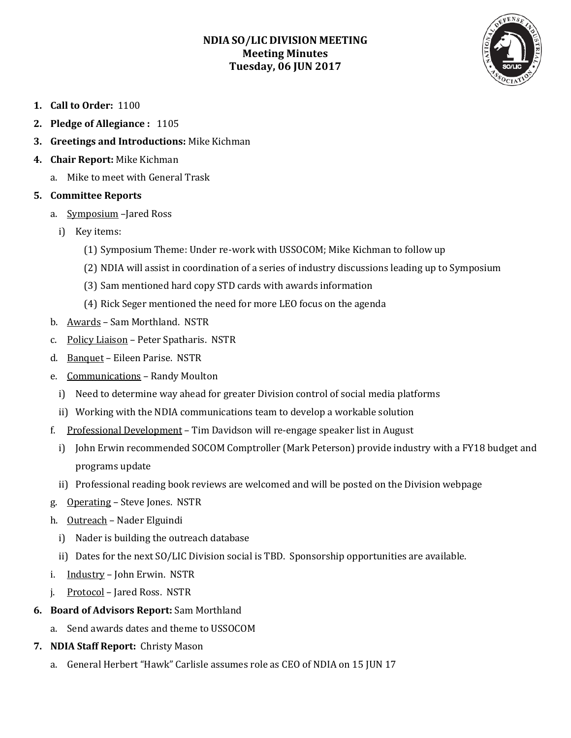# NDIA SO/LIC DIVISION MEETING
## Meeting Minutes
## Tuesday, 06 JUN 2017

1. **Call to Order:** 1100
2. **Pledge of Allegiance :** 1105
3. **Greetings and Introductions:** Mike Kichman
4. **Chair Report:** Mike Kichman
   a. Mike to meet with General Trask
5. **Committee Reports**
   a. Symposium –Jared Ross
      i) Key items:
         (1) Symposium Theme: Under re-work with USSOCOM; Mike Kichman to follow up
         (2) NDIA will assist in coordination of a series of industry discussions leading up to Symposium
         (3) Sam mentioned hard copy STD cards with awards information
         (4) Rick Seger mentioned the need for more LEO focus on the agenda
   b. Awards – Sam Morthland. NSTR
   c. Policy Liaison – Peter Spatharis. NSTR
   d. Banquet – Eileen Parise. NSTR
   e. Communications – Randy Moulton
      i) Need to determine way ahead for greater Division control of social media platforms
      ii) Working with the NDIA communications team to develop a workable solution
   f. Professional Development – Tim Davidson will re-engage speaker list in August
      i) John Erwin recommended SOCOM Comptroller (Mark Peterson) provide industry with a FY18 budget and programs update
      ii) Professional reading book reviews are welcomed and will be posted on the Division webpage
   g. Operating – Steve Jones. NSTR
   h. Outreach – Nader Elguindi
      i) Nader is building the outreach database
      ii) Dates for the next SO/LIC Division social is TBD. Sponsorship opportunities are available.
   i. Industry – John Erwin. NSTR
   j. Protocol – Jared Ross. NSTR
6. **Board of Advisors Report:** Sam Morthland
   a. Send awards dates and theme to USSOCOM
7. **NDIA Staff Report:** Christy Mason
   a. General Herbert "Hawk" Carlisle assumes role as CEO of NDIA on 15 JUN 17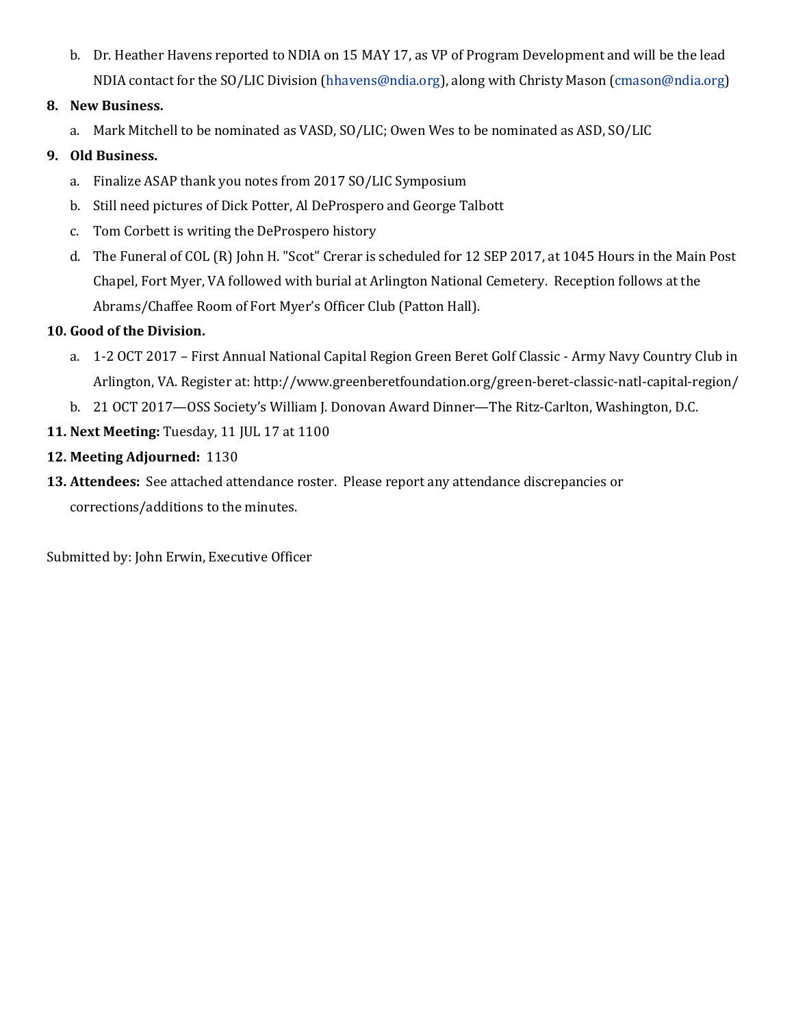b. Dr. Heather Havens reported to NDIA on 15 MAY 17, as VP of Program Development and will be the lead NDIA contact for the SO/LIC Division (hhavens@ndia.org), along with Christy Mason (cmason@ndia.org)

8. **New Business.**

   a. Mark Mitchell to be nominated as VASD, SO/LIC; Owen Wes to be nominated as ASD, SO/LIC

9. **Old Business.**

   a. Finalize ASAP thank you notes from 2017 SO/LIC Symposium

   b. Still need pictures of Dick Potter, Al DeProspero and George Talbott

   c. Tom Corbett is writing the DeProspero history

   d. The Funeral of COL (R) John H. "Scot" Crerar is scheduled for 12 SEP 2017, at 1045 Hours in the Main Post Chapel, Fort Myer, VA followed with burial at Arlington National Cemetery. Reception follows at the Abrams/Chaffee Room of Fort Myer's Officer Club (Patton Hall).

10. **Good of the Division.**

    a. 1-2 OCT 2017 – First Annual National Capital Region Green Beret Golf Classic - Army Navy Country Club in Arlington, VA. Register at: http://www.greenberetfoundation.org/green-beret-classic-natl-capital-region/

    b. 21 OCT 2017—OSS Society's William J. Donovan Award Dinner—The Ritz-Carlton, Washington, D.C.

11. **Next Meeting:** Tuesday, 11 JUL 17 at 1100

12. **Meeting Adjourned:** 1130

13. **Attendees:** See attached attendance roster. Please report any attendance discrepancies or corrections/additions to the minutes.

Submitted by: John Erwin, Executive Officer